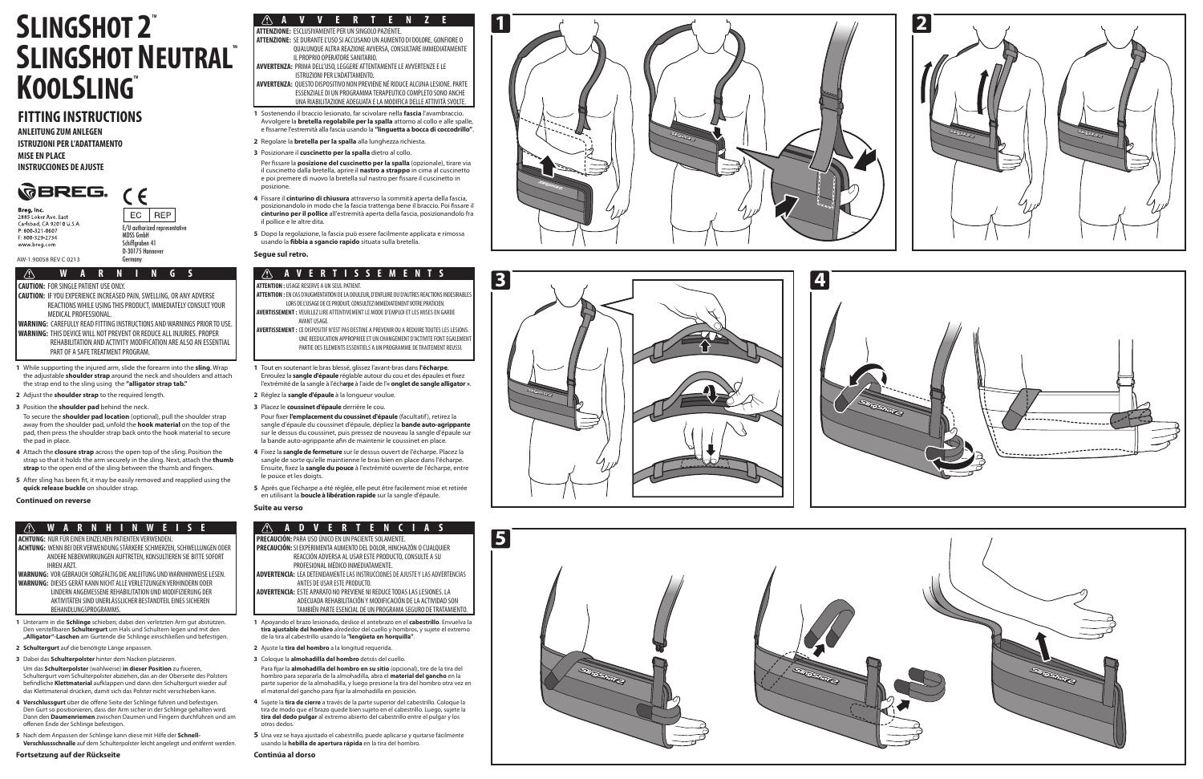# SlingShot 2™ SlingShot Neutral™ KoolSling™

## FITTING INSTRUCTIONS

**ANLEITUNG ZUM ANLEGEN**
**ISTRUZIONI PER L'ADATTAMENTO**
**MISE EN PLACE**
**INSTRUCCIONES DE AJUSTE**

BREG.

**Breg, Inc.**
2885 Loker Ave. East
Carlsbad, CA 92010 U.S.A.
P: 800-321-0607
F: 800-329-2734
www.breg.com

EC REP
E/U authorized representative
MDSS GmbH
Schiffgraben 41
D-30175 Hannover
Germany

AW-1.90058 REV C 0213

## ⚠ WARNINGS

**CAUTION:** FOR SINGLE PATIENT USE ONLY.
**CAUTION:** IF YOU EXPERIENCE INCREASED PAIN, SWELLING, OR ANY ADVERSE REACTIONS WHILE USING THIS PRODUCT, IMMEDIATELY CONSULT YOUR MEDICAL PROFESSIONAL.
**WARNING:** CAREFULLY READ FITTING INSTRUCTIONS AND WARNINGS PRIOR TO USE.
**WARNING:** THIS DEVICE WILL NOT PREVENT OR REDUCE ALL INJURIES. PROPER REHABILITATION AND ACTIVITY MODIFICATION ARE ALSO AN ESSENTIAL PART OF A SAFE TREATMENT PROGRAM.

1. While supporting the injured arm, slide the forearm into the **sling**. Wrap the adjustable **shoulder strap** around the neck and shoulders and attach the strap end to the sling using the **"alligator strap tab."**
2. Adjust the **shoulder strap** to the required length.
3. Position the **shoulder pad** behind the neck.
   To secure the **shoulder pad location** (optional), pull the shoulder strap away from the shoulder pad, unfold the **hook material** on the top of the pad, then press the shoulder strap back onto the hook material to secure the pad in place.
4. Attach the **closure strap** across the open top of the sling. Position the strap so that it holds the arm securely in the sling. Next, attach the **thumb strap** to the open end of the sling between the thumb and fingers.
5. After sling has been fit, it may be easily removed and reapplied using the **quick release buckle** on shoulder strap.

**Continued on reverse**

## ⚠ WARNHINWEISE

**ACHTUNG:** NUR FÜR EINEN EINZELNEN PATIENTEN VERWENDEN.
**ACHTUNG:** WENN BEI DER VERWENDUNG STÄRKERE SCHMERZEN, SCHWELLUNGEN ODER ANDERE NEBENWIRKUNGEN AUFTRETEN, KONSULTIEREN SIE BITTE SOFORT IHREN ARZT.
**WARNUNG:** VOR GEBRAUCH SORGFÄLTIG DIE ANLEITUNG UND WARNHINWEISE LESEN.
**WARNUNG:** DIESES GERÄT KANN NICHT ALLE VERLETZUNGEN VERHINDERN ODER LINDERN ANGEMESSENE REHABILITATION UND MODIFIZIERUNG DER AKTIVITÄTEN SIND UNERLÄSSLICHER BESTANDTEIL EINES SICHEREN BEHANDLUNGSPROGRAMMS.

1. Unterarm in die **Schlinge** schieben; dabei den verletzten Arm gut abstützen. Den verstellbaren **Schultergurt** um Hals und Schultern legen und mit den **„Alligator"-Laschen** am Gurtende die Schlinge einschließen und befestigen.
2. **Schultergurt** auf die benötigte Länge anpassen.
3. Dabei das **Schulterpolster** hinter dem Nacken platzieren.
   Um das **Schulterpolster** (wahlweise) **in dieser Position** zu fixieren, Schultergurt vom Schulterpolster abziehen, das an der Oberseite des Polsters befindliche **Klettmaterial** aufklappen und dann den Schultergurt wieder auf das Klettmaterial drücken, damit sich das Polster nicht verschieben kann.
4. **Verschlussgurt** über die offene Seite der Schlinge führen und befestigen. Den Gurt so positionieren, dass der Arm sicher in der Schlinge gehalten wird. Dann den **Daumenriemen** zwischen Daumen und Fingern durchführen und am offenen Ende der Schlinge befestigen.
5. Nach dem Anpassen der Schlinge kann diese mit Hilfe der **Schnell-Verschlussschnalle** auf dem Schulterpolster leicht angelegt und entfernt werden.

**Fortsetzung auf der Rückseite**

## ⚠ AVVERTENZE

**ATTENZIONE:** ESCLUSIVAMENTE PER UN SINGOLO PAZIENTE.
**ATTENZIONE:** SE DURANTE L'USO SI ACCUSANO UN AUMENTO DI DOLORE, GONFIORE O QUALUNQUE ALTRA REAZIONE AVVERSA, CONSULTARE IMMEDIATAMENTE IL PROPRIO OPERATORE SANITARIO.
**AVVERTENZA:** PRIMA DELL'USO, LEGGERE ATTENTAMENTE LE AVVERTENZE E LE ISTRUZIONI PER L'ADATTAMENTO.
**AVVERTENZA:** QUESTO DISPOSITIVO NON PREVIENE NÉ RIDUCE ALCUNA LESIONE. PARTE ESSENZIALE DI UN PROGRAMMA TERAPEUTICO COMPLETO SONO ANCHE UNA RIABILITAZIONE ADEGUATA E LA MODIFICA DELLE ATTIVITÀ SVOLTE.

1. Sostenendo il braccio lesionato, far scivolare nella **fascia** l'avambraccio. Avvolgere la **bretella regolabile per la spalla** attorno al collo e alle spalle, e fissarne l'estremità alla fascia usando la **"linguetta a bocca di coccodrillo"**.
2. Regolare la **bretella per la spalla** alla lunghezza richiesta.
3. Posizionare il **cuscinetto per la spalla** dietro al collo.
   Per fissare la **posizione del cuscinetto per la spalla** (opzionale), tirare via il cuscinetto dalla bretella, aprire il **nastro a strappo** in cima al cuscinetto e poi premere di nuovo la bretella sul nastro per fissare il cuscinetto in posizione.
4. Fissare il **cinturino di chiusura** attraverso la sommità aperta della fascia, posizionandolo in modo che la fascia trattenga bene il braccio. Poi fissare il **cinturino per il pollice** all'estremità aperta della fascia, posizionandolo fra il pollice e le altre dita.
5. Dopo la regolazione, la fascia può essere facilmente applicata e rimossa usando la **fibbia a sgancio rapido** situata sulla bretella.

**Segue sul retro.**

## ⚠ AVERTISSEMENTS

**ATTENTION :** USAGE RESERVE A UN SEUL PATIENT.
**ATTENTION :** EN CAS D'AUGMENTATION DE LA DOULEUR, D'ENFLURE OU D'AUTRES REACTIONS INDESIRABLES LORS DE L'USAGE DE CE PRODUIT, CONSULTEZ IMMEDIATEMENT VOTRE PRATICIEN.
**AVERTISSEMENT :** VEUILLEZ LIRE ATTENTIVEMENT LE MODE D'EMPLOI ET LES MISES EN GARDE AVANT USAGE.
**AVERTISSEMENT :** CE DISPOSITIF N'EST PAS DESTINE A PREVENIR OU A REDUIRE TOUTES LES LESIONS. UNE REEDUCATION APPROPRIEE ET UN CHANGEMENT D'ACTIVITE FONT EGALEMENT PARTIE DES ELEMENTS ESSENTIELS A UN PROGRAMME DE TRAITEMENT REUSSI.

1. Tout en soutenant le bras blessé, glissez l'avant-bras dans **l'écharpe**. Enroulez la **sangle d'épaule** réglable autour du cou et des épaules et fixez l'extrémité de la sangle à l'écharpe à l'aide de l'« **onglet de sangle alligator** ».
2. Réglez la **sangle d'épaule** à la longueur voulue.
3. Placez le **coussinet d'épaule** derrière le cou.
   Pour fixer **l'emplacement du coussinet d'épaule** (facultatif), retirez la sangle d'épaule du coussinet d'épaule, dépliez la **bande auto-agrippante** sur le dessus du coussinet, puis pressez de nouveau la sangle d'épaule sur la bande auto-agrippante afin de maintenir le coussinet en place.
4. Fixez la **sangle de fermeture** sur le dessus ouvert de l'écharpe. Placez la sangle de sorte qu'elle maintienne le bras bien en place dans l'écharpe. Ensuite, fixez la **sangle du pouce** à l'extrémité ouverte de l'écharpe, entre le pouce et les doigts.
5. Après que l'écharpe a été réglée, elle peut être facilement mise et retirée en utilisant la **boucle à libération rapide** sur la sangle d'épaule.

**Suite au verso**

## ⚠ ADVERTENCIAS

**PRECAUCIÓN:** PARA USO ÚNICO EN UN PACIENTE SOLAMENTE.
**PRECAUCIÓN:** SI EXPERIMENTA AUMENTO DEL DOLOR, HINCHAZÓN O CUALQUIER REACCIÓN ADVERSA AL USAR ESTE PRODUCTO, CONSULTE A SU PROFESIONAL MÉDICO INMEDIATAMENTE.
**ADVERTENCIA:** LEA DETENIDAMENTE LAS INSTRUCCIONES DE AJUSTE Y LAS ADVERTENCIAS ANTES DE USAR ESTE PRODUCTO.
**ADVERTENCIA:** ESTE APARATO NO PREVIENE NI REDUCE TODAS LAS LESIONES. LA ADECUADA REHABILITACIÓN Y MODIFICACIÓN DE LA ACTIVIDAD SON TAMBIÉN PARTE ESENCIAL DE UN PROGRAMA SEGURO DE TRATAMIENTO.

1. Apoyando el brazo lesionado, deslice el antebrazo en el **cabestrillo**. Envuelva la **tira ajustable del hombro** alrededor del cuello y hombros, y sujete el extremo de la tira al cabestrillo usando la **"lengüeta en horquilla"**.
2. Ajuste la **tira del hombro** a la longitud requerida.
3. Coloque la **almohadilla del hombro** detrás del cuello.
   Para fijar la **almohadilla del hombro en su sitio** (opcional), tire de la tira del hombro para separarla de la almohadilla, abra el **material del gancho** en la parte superior de la almohadilla, y luego presione la tira del hombro otra vez en el material del gancho para fijar la almohadilla en posición.
4. Sujete la **tira de cierre** a través de la parte superior del cabestrillo. Coloque la tira de modo que el brazo quede bien sujeto en el cabestrillo. Luego, sujete la **tira del dedo pulgar** al extremo abierto del cabestrillo entre el pulgar y los otros dedos.
5. Una vez se haya ajustado el cabestrillo, puede aplicarse y quitarse fácilmente usando la **hebilla de apertura rápida** en la tira del hombro.

**Continúa al dorso**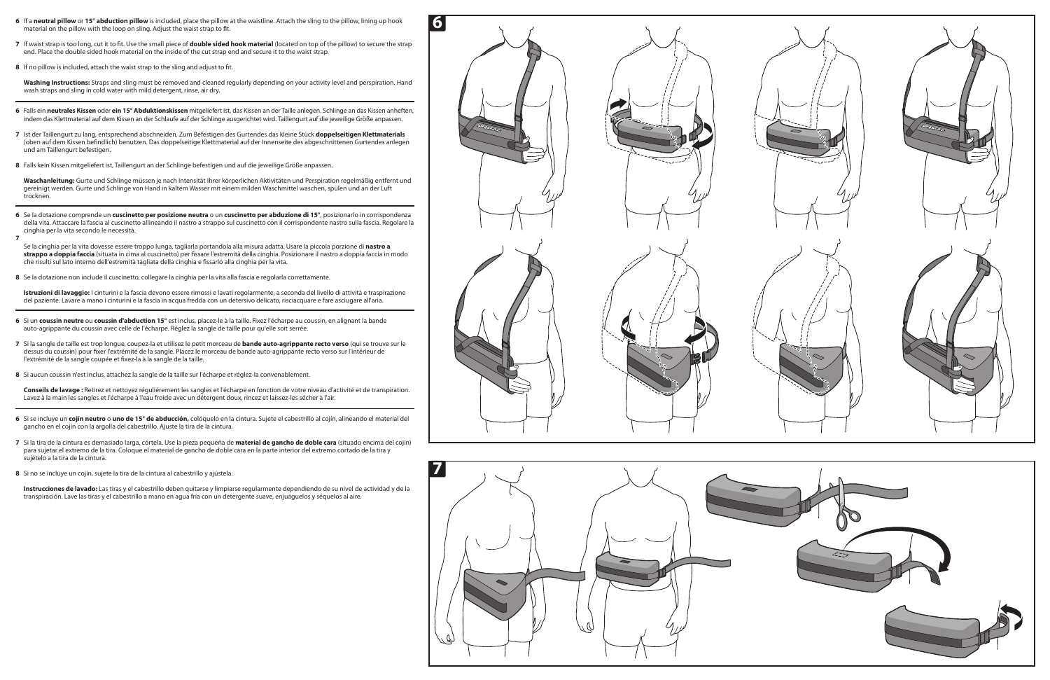**6** If a **neutral pillow** or **15° abduction pillow** is included, place the pillow at the waistline. Attach the sling to the pillow, lining up hook material on the pillow with the loop on sling. Adjust the waist strap to fit.

**7** If waist strap is too long, cut it to fit. Use the small piece of **double sided hook material** (located on top of the pillow) to secure the strap end. Place the double sided hook material on the inside of the cut strap end and secure it to the waist strap.

**8** If no pillow is included, attach the waist strap to the sling and adjust to fit.

**Washing Instructions:** Straps and sling must be removed and cleaned regularly depending on your activity level and perspiration. Hand wash straps and sling in cold water with mild detergent, rinse, air dry.

---

**6** Falls ein **neutrales Kissen** oder **ein 15° Abduktionskissen** mitgeliefert ist, das Kissen an der Taille anlegen. Schlinge an das Kissen anheften, indem das Klettmaterial auf dem Kissen an der Schlaufe auf der Schlinge ausgerichtet wird. Taillengurt auf die jeweilige Größe anpassen.

**7** Ist der Taillengurt zu lang, entsprechend abschneiden. Zum Befestigen des Gurtendes das kleine Stück **doppelseitigen Klettmaterials** (oben auf dem Kissen befindlich) benutzen. Das doppelseitige Klettmaterial auf der Innenseite des abgeschnittenen Gurtendes anlegen und am Taillengurt befestigen.

**8** Falls kein Kissen mitgeliefert ist, Taillengurt an der Schlinge befestigen und auf die jeweilige Größe anpassen.

**Waschanleitung:** Gurte und Schlinge müssen je nach Intensität Ihrer körperlichen Aktivitäten und Perspiration regelmäßig entfernt und gereinigt werden. Gurte und Schlinge von Hand in kaltem Wasser mit einem milden Waschmittel waschen, spülen und an der Luft trocknen.

---

**6** Se la dotazione comprende un **cuscinetto per posizione neutra** o un **cuscinetto per abduzione di 15°**, posizionarlo in corrispondenza della vita. Attaccare la fascia al cuscinetto allineando il nastro a strappo sul cuscinetto con il corrispondente nastro sulla fascia. Regolare la cinghia per la vita secondo le necessità.

**7**

Se la cinghia per la vita dovesse essere troppo lunga, tagliarla portandola alla misura adatta. Usare la piccola porzione di **nastro a strappo a doppia faccia** (situata in cima al cuscinetto) per fissare l'estremità della cinghia. Posizionare il nastro a doppia faccia in modo che risulti sul lato interno dell'estremità tagliata della cinghia e fissarlo alla cinghia per la vita.

**8** Se la dotazione non include il cuscinetto, collegare la cinghia per la vita alla fascia e regolarla correttamente.

**Istruzioni di lavaggio:** I cinturini e la fascia devono essere rimossi e lavati regolarmente, a seconda del livello di attività e traspirazione del paziente. Lavare a mano i cinturini e la fascia in acqua fredda con un detersivo delicato, risciacquare e fare asciugare all'aria.

---

**6** Si un **coussin neutre** ou **coussin d'abduction 15°** est inclus, placez-le à la taille. Fixez l'écharpe au coussin, en alignant la bande auto-agrippante du coussin avec celle de l'écharpe. Réglez la sangle de taille pour qu'elle soit serrée.

**7** Si la sangle de taille est trop longue, coupez-la et utilisez le petit morceau de **bande auto-agrippante recto verso** (qui se trouve sur le dessus du coussin) pour fixer l'extrémité de la sangle. Placez le morceau de bande auto-agrippante recto verso sur l'intérieur de l'extrémité de la sangle coupée et fixez-la à la sangle de la taille.

**8** Si aucun coussin n'est inclus, attachez la sangle de la taille sur l'écharpe et réglez-la convenablement.

**Conseils de lavage :** Retirez et nettoyez régulièrement les sangles et l'écharpe en fonction de votre niveau d'activité et de transpiration. Lavez à la main les sangles et l'écharpe à l'eau froide avec un détergent doux, rincez et laissez-les sécher à l'air.

---

**6** Si se incluye un **cojín neutro** o **uno de 15° de abducción,** colóquelo en la cintura. Sujete el cabestrillo al cojín, alineando el material del gancho en el cojín con la argolla del cabestrillo. Ajuste la tira de la cintura.

**7** Si la tira de la cintura es demasiado larga, córtela. Use la pieza pequeña de **material de gancho de doble cara** (situado encima del cojín) para sujetar el extremo de la tira. Coloque el material de gancho de doble cara en la parte interior del extremo cortado de la tira y sujételo a la tira de la cintura.

**8** Si no se incluye un cojín, sujete la tira de la cintura al cabestrillo y ajústela.

**Instrucciones de lavado:** Las tiras y el cabestrillo deben quitarse y limpiarse regularmente dependiendo de su nivel de actividad y de la transpiración. Lave las tiras y el cabestrillo a mano en agua fría con un detergente suave, enjuáguelos y séquelos al aire.

**6**

**7**